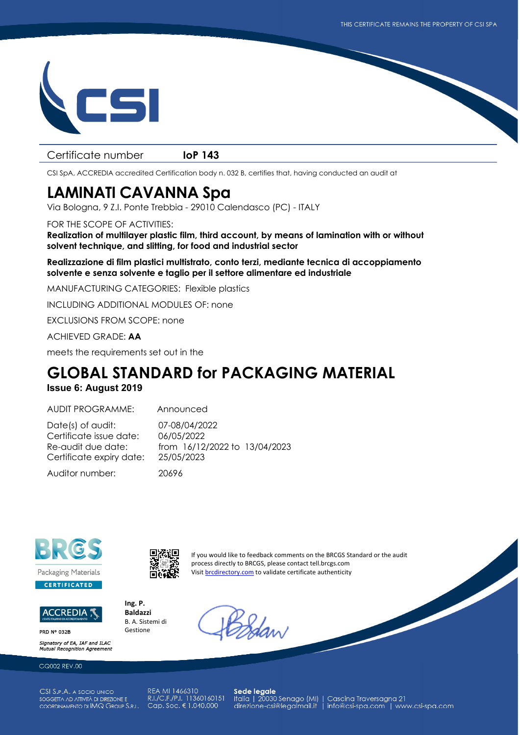THIS CERTIFICATE REMAINS THE PROPERTY OF CSI SPA

Certificate number **IoP 143**

CSI SpA, ACCREDIA accredited Certification body n. 032 B, certifies that, having conducted an audit at

# LAMINATI CAVANNA Spa

Via Bologna, 9 Z.I. Ponte Trebbia - 29010 Calendasco (PC) - ITALY

FOR THE SCOPE OF ACTIVITIES:

**Realization of multilayer plastic film, third account, by means of lamination with or without solvent technique, and slitting, for food and industrial sector**

**Realizzazione di film plastici multistrato, conto terzi, mediante tecnica di accoppiamento solvente e senza solvente e taglio per il settore alimentare ed industriale**

MANUFACTURING CATEGORIES: Flexible plastics

INCLUDING ADDITIONAL MODULES OF: none

EXCLUSIONS FROM SCOPE: none

ACHIEVED GRADE: **AA**

meets the requirements set out in the

# GLOBAL STANDARD for PACKAGING MATERIAL

**Issue 6: August 2019**

AUDIT PROGRAMME: Announced

Date(s) of audit: 07-08/04/2022
Certificate issue date: 06/05/2022
Re-audit due date: from 16/12/2022 to 13/04/2023
Certificate expiry date: 25/05/2023

Auditor number: 20696

BRCGS Packaging Materials CERTIFICATED

If you would like to feedback comments on the BRCGS Standard or the audit process directly to BRCGS, please contact tell.brcgs.com
Visit brcdirectory.com to validate certificate authenticity

ACCREDIA
PRD N° 032B
*Signatory of EA, IAF and ILAC Mutual Recognition Agreement*

**Ing. P. Baldazzi**
B. A. Sistemi di Gestione

CQ002 REV.00

CSI S.p.A. a socio unico soggetta ad attività di direzione e coordinamento di IMQ Group S.r.l.
REA MI 1466310
R.I./C.F./P.I. 11360160151
Cap. Soc. € 1.040.000
**Sede legale**
Italia | 20030 Senago (MI) | Cascina Traversagna 21
direzione-csi@legalmail.it | info@csi-spa.com | www.csi-spa.com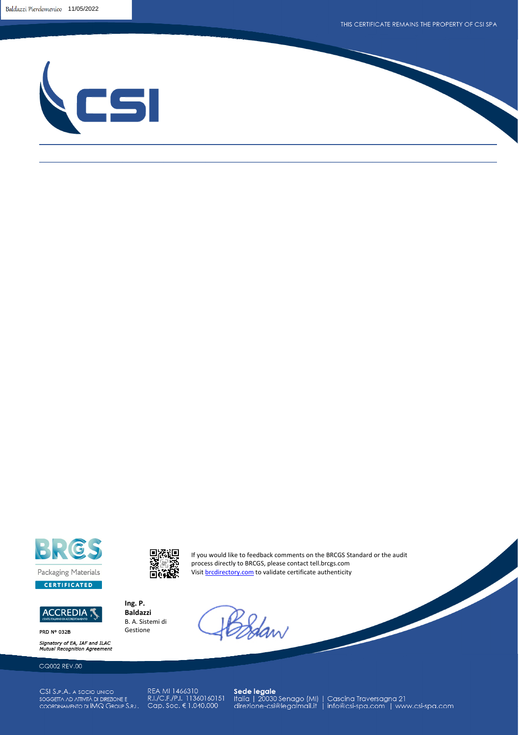Baldazzi Pierdomenico 11/05/2022

THIS CERTIFICATE REMAINS THE PROPERTY OF CSI SPA

BRCGS Packaging Materials CERTIFICATED

If you would like to feedback comments on the BRCGS Standard or the audit process directly to BRCGS, please contact tell.brcgs.com
Visit brcdirectory.com to validate certificate authenticity

ACCREDIA L'ENTE ITALIANO DI ACCREDITAMENTO

PRD Nº 032B

*Signatory of EA, IAF and ILAC Mutual Recognition Agreement*

**Ing. P. Baldazzi**
B. A. Sistemi di Gestione

CQ002 REV.00

CSI S.p.A. a socio unico
soggetta ad attività di direzione e coordinamento di IMQ Group S.r.l.

REA MI 1466310
R.I./C.F./P.I. 11360160151
Cap. Soc. € 1.040.000

**Sede legale**
Italia | 20030 Senago (MI) | Cascina Traversagna 21
direzione-csi@legalmail.it | info@csi-spa.com | www.csi-spa.com